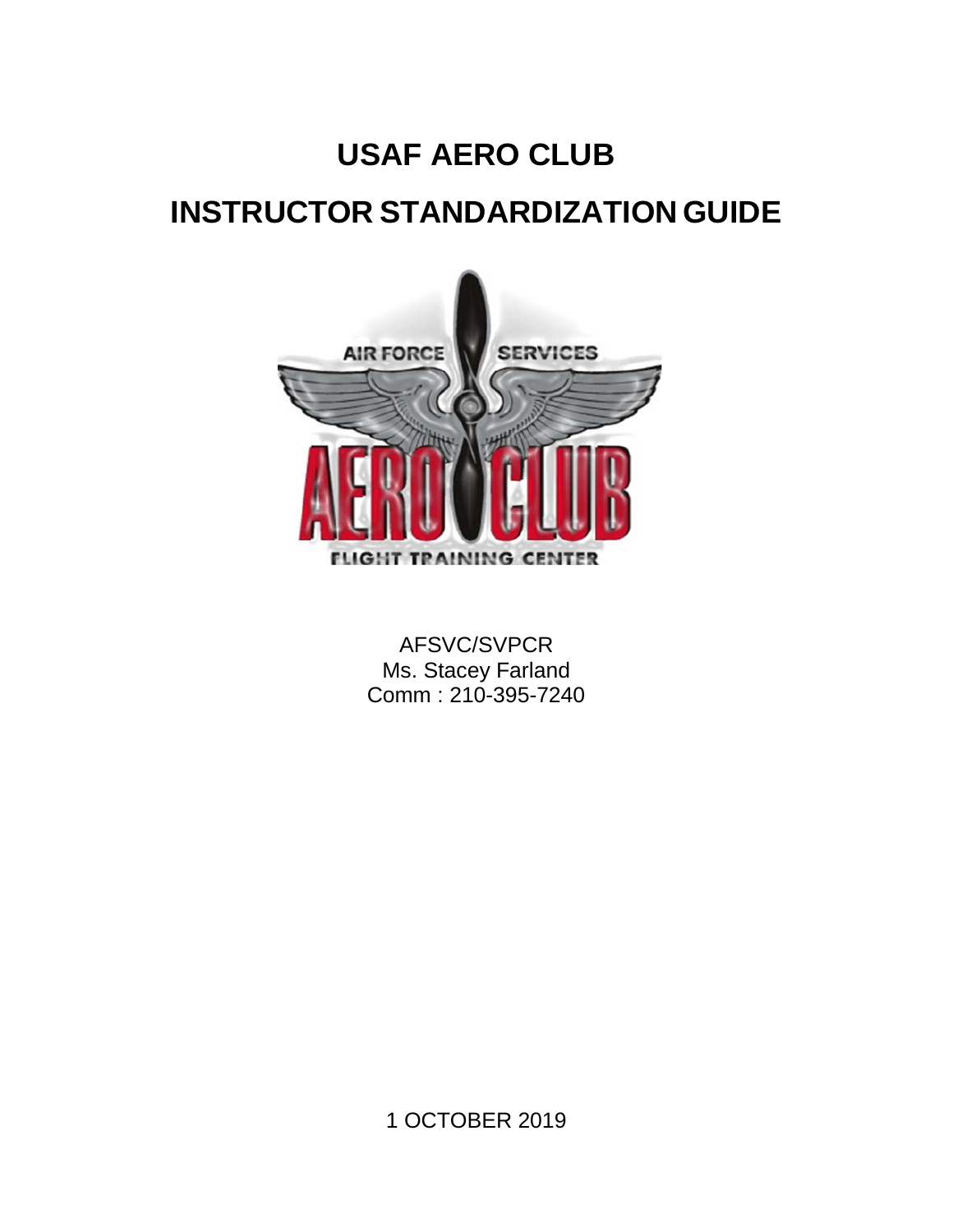# USAF AERO CLUB

# INSTRUCTOR STANDARDIZATION GUIDE

AFSVC/SVPCR
Ms. Stacey Farland
Comm : 210-395-7240

1 OCTOBER 2019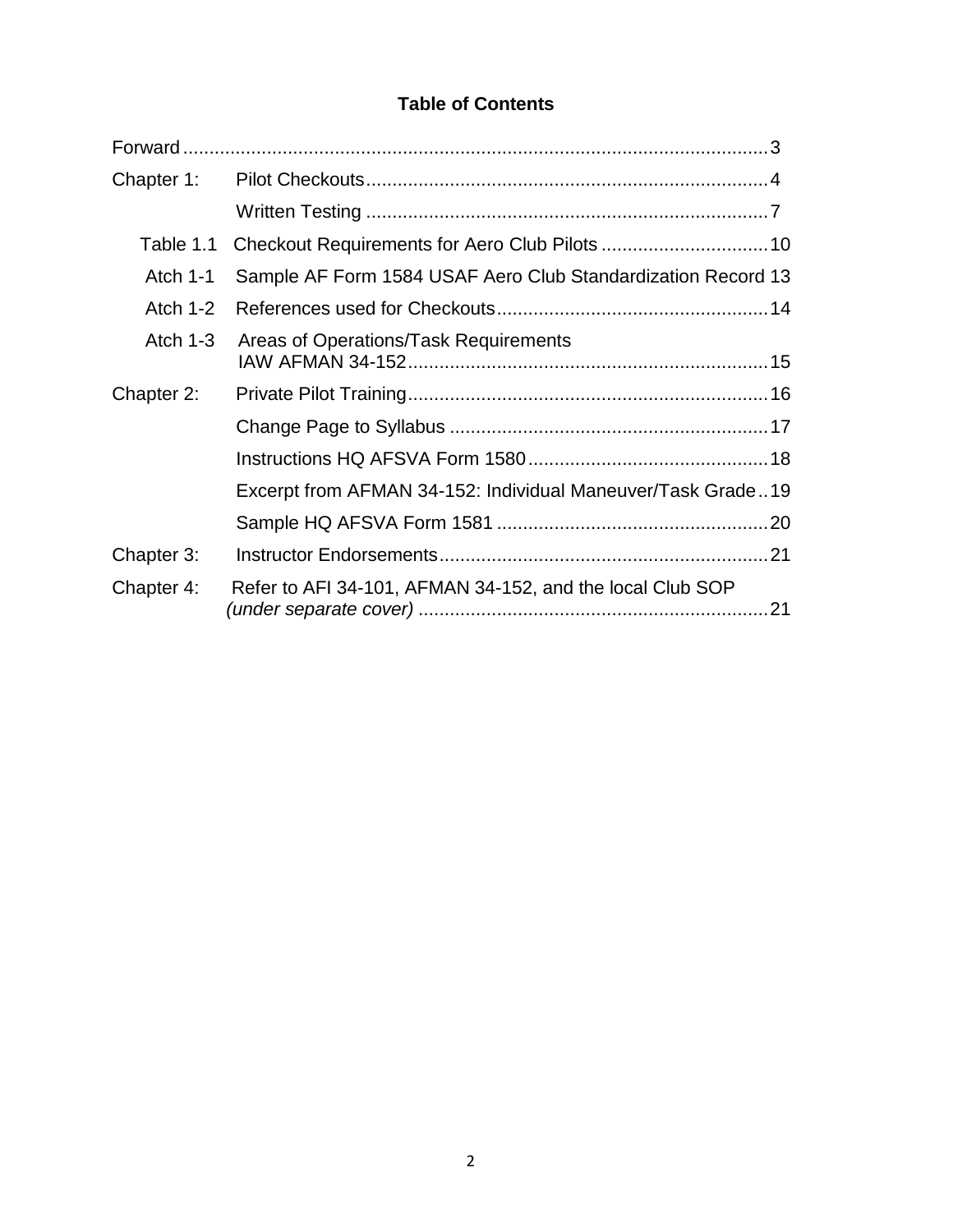# Table of Contents

| | | |
|---|---|---|
| Forward | | 3 |
| Chapter 1: | Pilot Checkouts | 4 |
| | Written Testing | 7 |
| Table 1.1 | Checkout Requirements for Aero Club Pilots | 10 |
| Atch 1-1 | Sample AF Form 1584 USAF Aero Club Standardization Record | 13 |
| Atch 1-2 | References used for Checkouts | 14 |
| Atch 1-3 | Areas of Operations/Task Requirements IAW AFMAN 34-152 | 15 |
| Chapter 2: | Private Pilot Training | 16 |
| | Change Page to Syllabus | 17 |
| | Instructions HQ AFSVA Form 1580 | 18 |
| | Excerpt from AFMAN 34-152: Individual Maneuver/Task Grade | 19 |
| | Sample HQ AFSVA Form 1581 | 20 |
| Chapter 3: | Instructor Endorsements | 21 |
| Chapter 4: | Refer to AFI 34-101, AFMAN 34-152, and the local Club SOP *(under separate cover)* | 21 |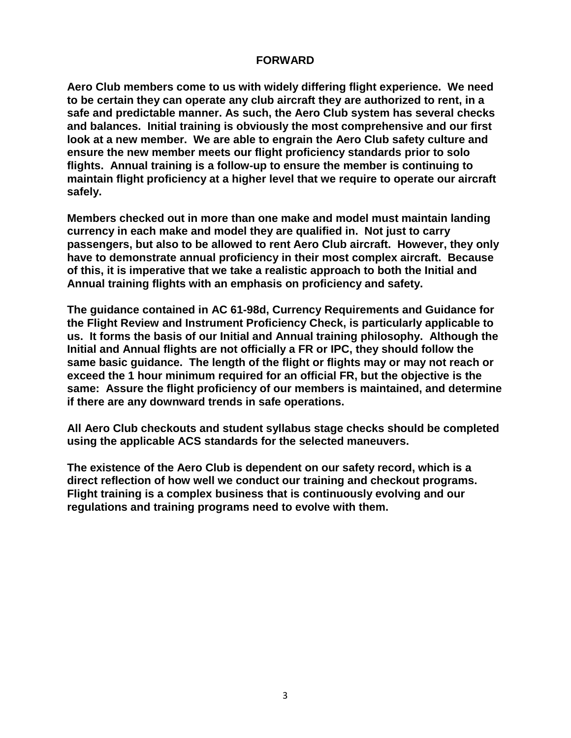# FORWARD

**Aero Club members come to us with widely differing flight experience. We need to be certain they can operate any club aircraft they are authorized to rent, in a safe and predictable manner. As such, the Aero Club system has several checks and balances. Initial training is obviously the most comprehensive and our first look at a new member. We are able to engrain the Aero Club safety culture and ensure the new member meets our flight proficiency standards prior to solo flights. Annual training is a follow-up to ensure the member is continuing to maintain flight proficiency at a higher level that we require to operate our aircraft safely.**

**Members checked out in more than one make and model must maintain landing currency in each make and model they are qualified in. Not just to carry passengers, but also to be allowed to rent Aero Club aircraft. However, they only have to demonstrate annual proficiency in their most complex aircraft. Because of this, it is imperative that we take a realistic approach to both the Initial and Annual training flights with an emphasis on proficiency and safety.**

**The guidance contained in AC 61-98d, Currency Requirements and Guidance for the Flight Review and Instrument Proficiency Check, is particularly applicable to us. It forms the basis of our Initial and Annual training philosophy. Although the Initial and Annual flights are not officially a FR or IPC, they should follow the same basic guidance. The length of the flight or flights may or may not reach or exceed the 1 hour minimum required for an official FR, but the objective is the same: Assure the flight proficiency of our members is maintained, and determine if there are any downward trends in safe operations.**

**All Aero Club checkouts and student syllabus stage checks should be completed using the applicable ACS standards for the selected maneuvers.**

**The existence of the Aero Club is dependent on our safety record, which is a direct reflection of how well we conduct our training and checkout programs. Flight training is a complex business that is continuously evolving and our regulations and training programs need to evolve with them.**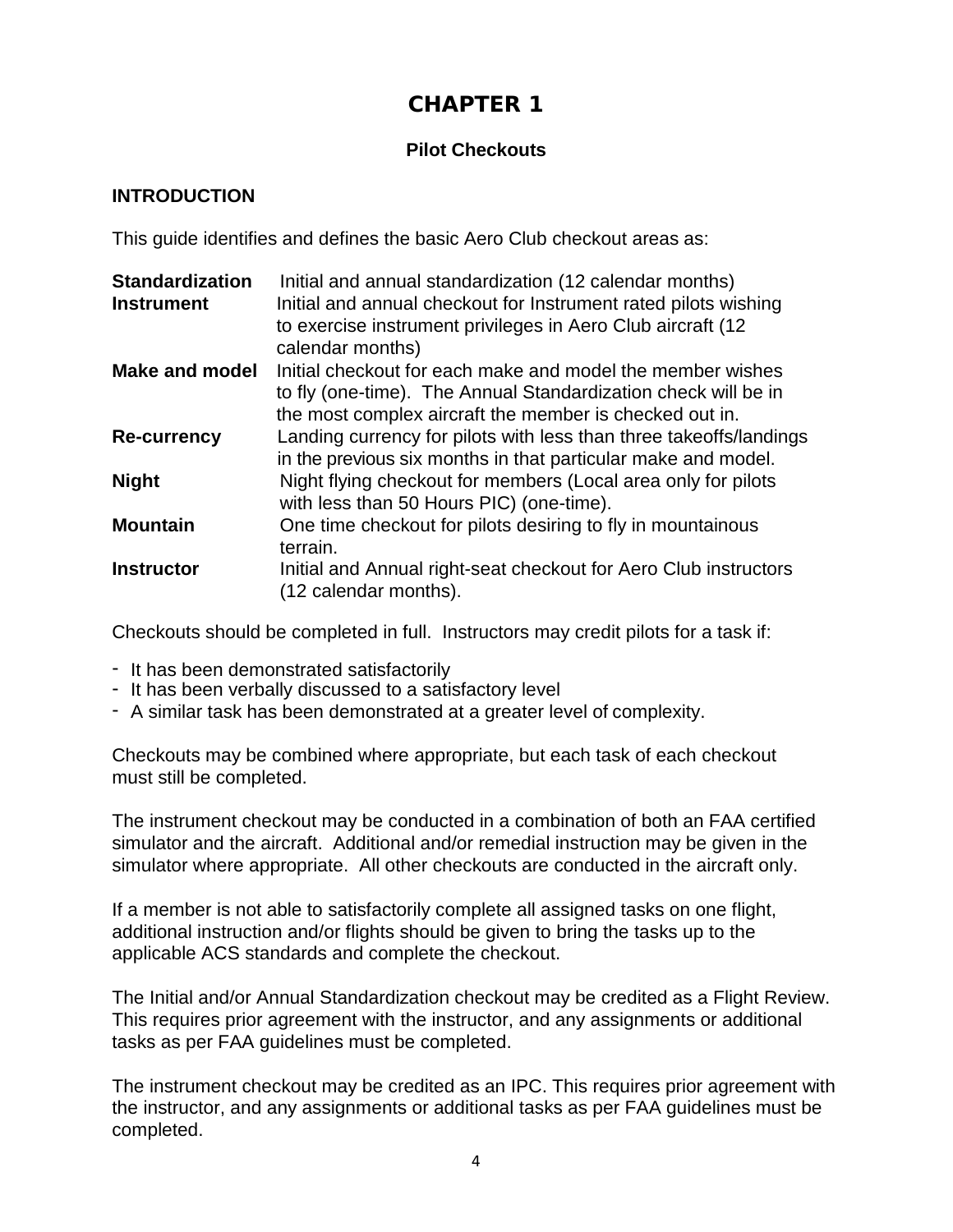# CHAPTER 1

### Pilot Checkouts

**INTRODUCTION**

This guide identifies and defines the basic Aero Club checkout areas as:

| | |
|---|---|
| **Standardization** | Initial and annual standardization (12 calendar months) |
| **Instrument** | Initial and annual checkout for Instrument rated pilots wishing to exercise instrument privileges in Aero Club aircraft (12 calendar months) |
| **Make and model** | Initial checkout for each make and model the member wishes to fly (one-time). The Annual Standardization check will be in the most complex aircraft the member is checked out in. |
| **Re-currency** | Landing currency for pilots with less than three takeoffs/landings in the previous six months in that particular make and model. |
| **Night** | Night flying checkout for members (Local area only for pilots with less than 50 Hours PIC) (one-time). |
| **Mountain** | One time checkout for pilots desiring to fly in mountainous terrain. |
| **Instructor** | Initial and Annual right-seat checkout for Aero Club instructors (12 calendar months). |

Checkouts should be completed in full. Instructors may credit pilots for a task if:

- It has been demonstrated satisfactorily
- It has been verbally discussed to a satisfactory level
- A similar task has been demonstrated at a greater level of complexity.

Checkouts may be combined where appropriate, but each task of each checkout must still be completed.

The instrument checkout may be conducted in a combination of both an FAA certified simulator and the aircraft. Additional and/or remedial instruction may be given in the simulator where appropriate. All other checkouts are conducted in the aircraft only.

If a member is not able to satisfactorily complete all assigned tasks on one flight, additional instruction and/or flights should be given to bring the tasks up to the applicable ACS standards and complete the checkout.

The Initial and/or Annual Standardization checkout may be credited as a Flight Review. This requires prior agreement with the instructor, and any assignments or additional tasks as per FAA guidelines must be completed.

The instrument checkout may be credited as an IPC. This requires prior agreement with the instructor, and any assignments or additional tasks as per FAA guidelines must be completed.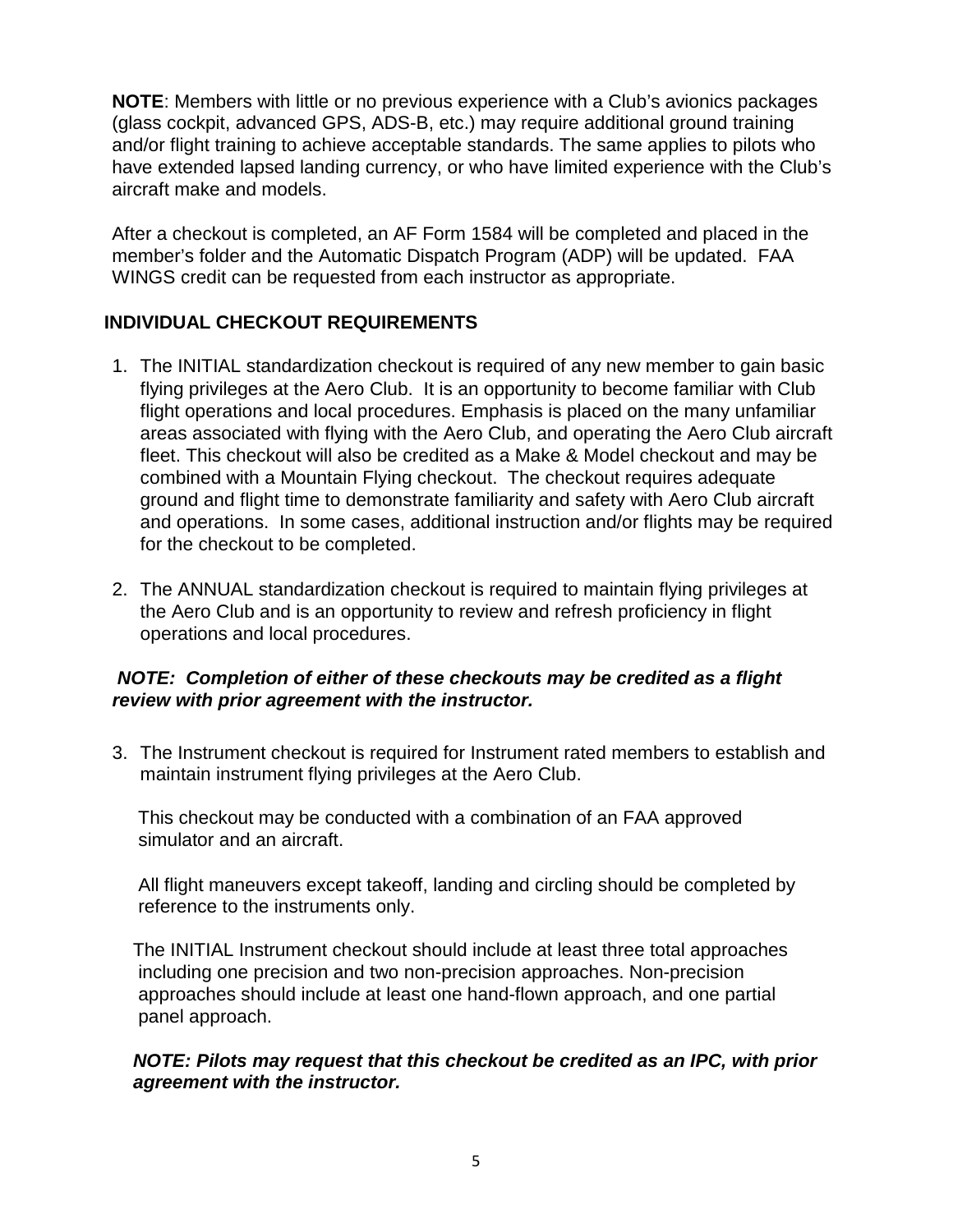**NOTE**: Members with little or no previous experience with a Club's avionics packages (glass cockpit, advanced GPS, ADS-B, etc.) may require additional ground training and/or flight training to achieve acceptable standards. The same applies to pilots who have extended lapsed landing currency, or who have limited experience with the Club's aircraft make and models.

After a checkout is completed, an AF Form 1584 will be completed and placed in the member's folder and the Automatic Dispatch Program (ADP) will be updated. FAA WINGS credit can be requested from each instructor as appropriate.

## INDIVIDUAL CHECKOUT REQUIREMENTS

1. The INITIAL standardization checkout is required of any new member to gain basic flying privileges at the Aero Club. It is an opportunity to become familiar with Club flight operations and local procedures. Emphasis is placed on the many unfamiliar areas associated with flying with the Aero Club, and operating the Aero Club aircraft fleet. This checkout will also be credited as a Make & Model checkout and may be combined with a Mountain Flying checkout. The checkout requires adequate ground and flight time to demonstrate familiarity and safety with Aero Club aircraft and operations. In some cases, additional instruction and/or flights may be required for the checkout to be completed.

2. The ANNUAL standardization checkout is required to maintain flying privileges at the Aero Club and is an opportunity to review and refresh proficiency in flight operations and local procedures.

***NOTE: Completion of either of these checkouts may be credited as a flight review with prior agreement with the instructor.***

3. The Instrument checkout is required for Instrument rated members to establish and maintain instrument flying privileges at the Aero Club.

   This checkout may be conducted with a combination of an FAA approved simulator and an aircraft.

   All flight maneuvers except takeoff, landing and circling should be completed by reference to the instruments only.

   The INITIAL Instrument checkout should include at least three total approaches including one precision and two non-precision approaches. Non-precision approaches should include at least one hand-flown approach, and one partial panel approach.

   ***NOTE: Pilots may request that this checkout be credited as an IPC, with prior agreement with the instructor.***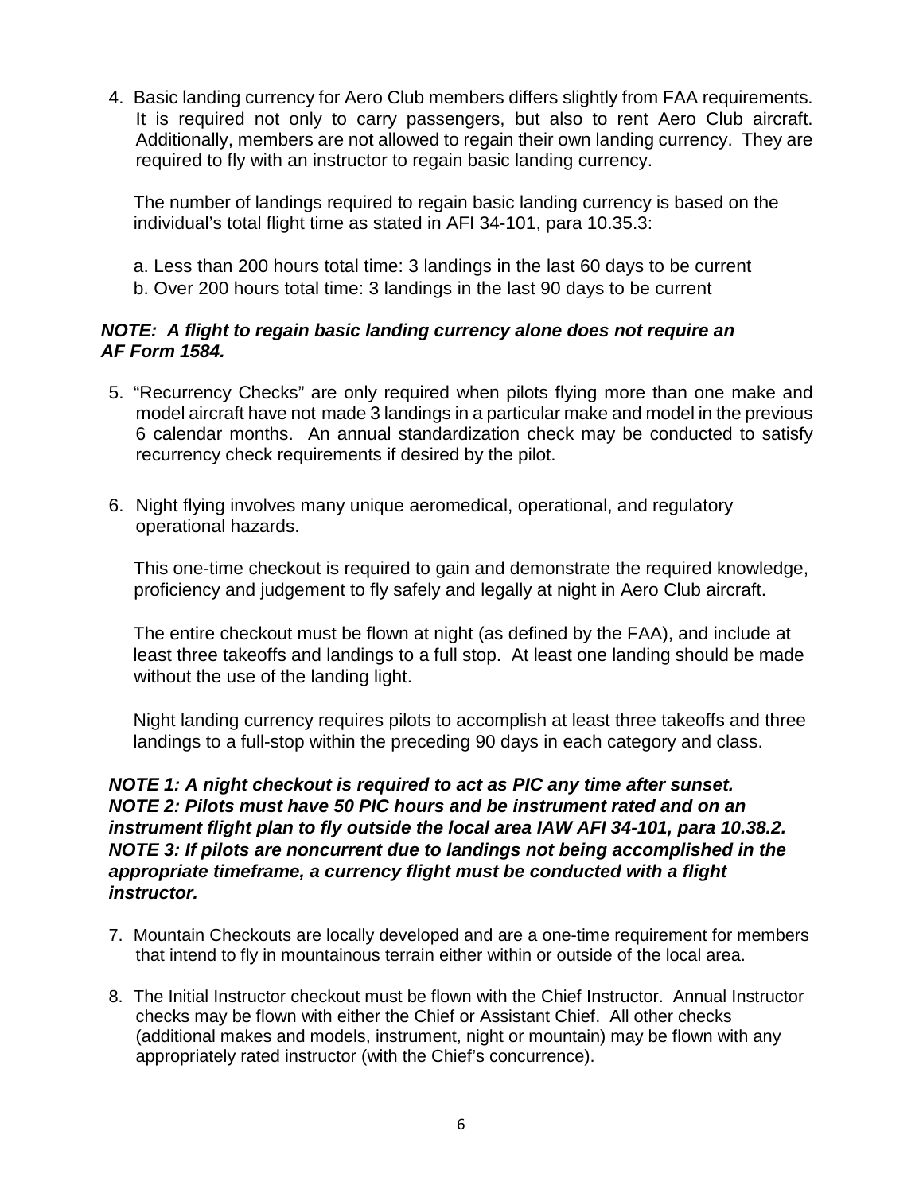4. Basic landing currency for Aero Club members differs slightly from FAA requirements. It is required not only to carry passengers, but also to rent Aero Club aircraft. Additionally, members are not allowed to regain their own landing currency. They are required to fly with an instructor to regain basic landing currency.

   The number of landings required to regain basic landing currency is based on the individual's total flight time as stated in AFI 34-101, para 10.35.3:

   a. Less than 200 hours total time: 3 landings in the last 60 days to be current
   b. Over 200 hours total time: 3 landings in the last 90 days to be current

***NOTE: A flight to regain basic landing currency alone does not require an AF Form 1584.***

5. "Recurrency Checks" are only required when pilots flying more than one make and model aircraft have not made 3 landings in a particular make and model in the previous 6 calendar months. An annual standardization check may be conducted to satisfy recurrency check requirements if desired by the pilot.

6. Night flying involves many unique aeromedical, operational, and regulatory operational hazards.

   This one-time checkout is required to gain and demonstrate the required knowledge, proficiency and judgement to fly safely and legally at night in Aero Club aircraft.

   The entire checkout must be flown at night (as defined by the FAA), and include at least three takeoffs and landings to a full stop. At least one landing should be made without the use of the landing light.

   Night landing currency requires pilots to accomplish at least three takeoffs and three landings to a full-stop within the preceding 90 days in each category and class.

***NOTE 1: A night checkout is required to act as PIC any time after sunset.***
***NOTE 2: Pilots must have 50 PIC hours and be instrument rated and on an instrument flight plan to fly outside the local area IAW AFI 34-101, para 10.38.2.***
***NOTE 3: If pilots are noncurrent due to landings not being accomplished in the appropriate timeframe, a currency flight must be conducted with a flight instructor.***

7. Mountain Checkouts are locally developed and are a one-time requirement for members that intend to fly in mountainous terrain either within or outside of the local area.

8. The Initial Instructor checkout must be flown with the Chief Instructor. Annual Instructor checks may be flown with either the Chief or Assistant Chief. All other checks (additional makes and models, instrument, night or mountain) may be flown with any appropriately rated instructor (with the Chief's concurrence).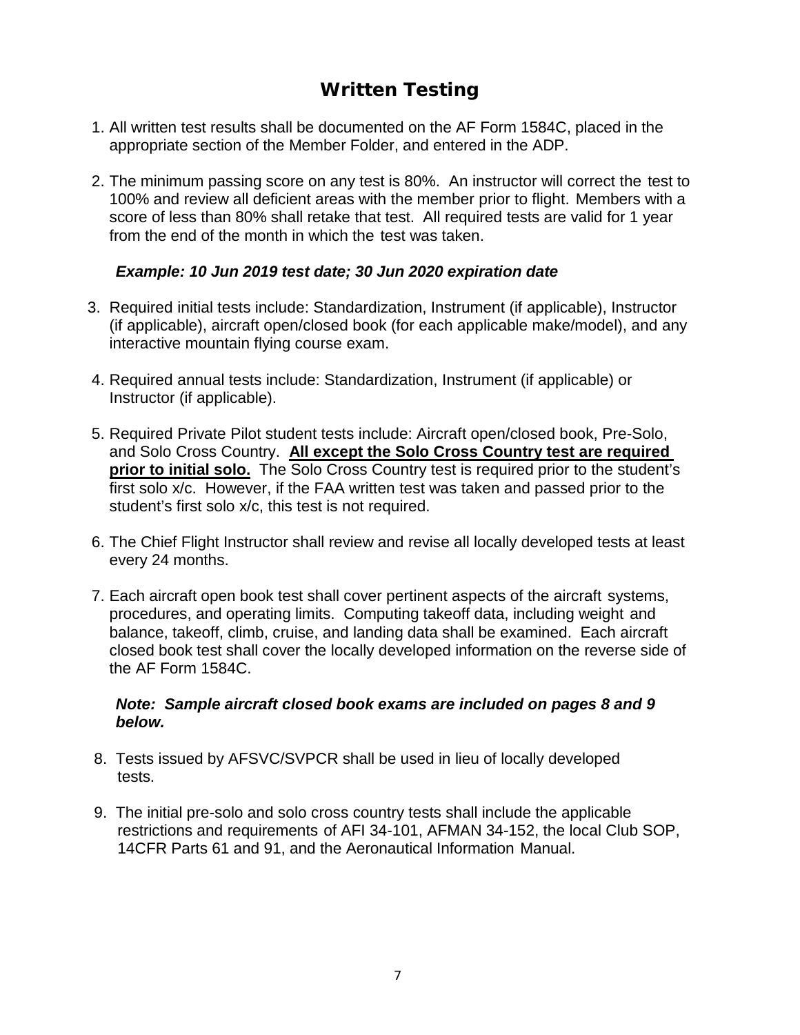# Written Testing

1. All written test results shall be documented on the AF Form 1584C, placed in the appropriate section of the Member Folder, and entered in the ADP.

2. The minimum passing score on any test is 80%. An instructor will correct the test to 100% and review all deficient areas with the member prior to flight. Members with a score of less than 80% shall retake that test. All required tests are valid for 1 year from the end of the month in which the test was taken.

   ***Example: 10 Jun 2019 test date; 30 Jun 2020 expiration date***

3. Required initial tests include: Standardization, Instrument (if applicable), Instructor (if applicable), aircraft open/closed book (for each applicable make/model), and any interactive mountain flying course exam.

4. Required annual tests include: Standardization, Instrument (if applicable) or Instructor (if applicable).

5. Required Private Pilot student tests include: Aircraft open/closed book, Pre-Solo, and Solo Cross Country. **All except the Solo Cross Country test are required prior to initial solo.** The Solo Cross Country test is required prior to the student's first solo x/c. However, if the FAA written test was taken and passed prior to the student's first solo x/c, this test is not required.

6. The Chief Flight Instructor shall review and revise all locally developed tests at least every 24 months.

7. Each aircraft open book test shall cover pertinent aspects of the aircraft systems, procedures, and operating limits. Computing takeoff data, including weight and balance, takeoff, climb, cruise, and landing data shall be examined. Each aircraft closed book test shall cover the locally developed information on the reverse side of the AF Form 1584C.

   ***Note: Sample aircraft closed book exams are included on pages 8 and 9 below.***

8. Tests issued by AFSVC/SVPCR shall be used in lieu of locally developed tests.

9. The initial pre-solo and solo cross country tests shall include the applicable restrictions and requirements of AFI 34-101, AFMAN 34-152, the local Club SOP, 14CFR Parts 61 and 91, and the Aeronautical Information Manual.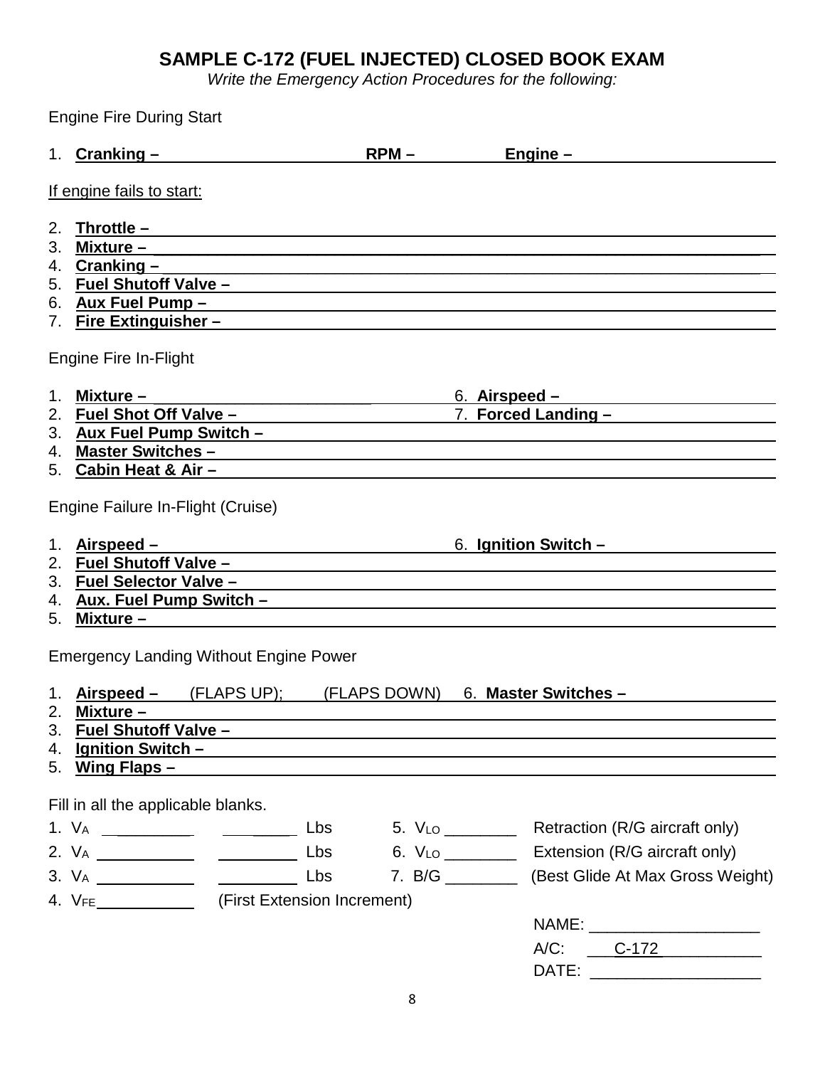# SAMPLE C-172 (FUEL INJECTED) CLOSED BOOK EXAM

*Write the Emergency Action Procedures for the following:*

Engine Fire During Start

1. **Cranking –** ______________________ **RPM –** __________ **Engine –** ______________________

If engine fails to start:

2. **Throttle –** ______________________
3. **Mixture –** ______________________
4. **Cranking –** ______________________
5. **Fuel Shutoff Valve –** ______________________
6. **Aux Fuel Pump –** ______________________
7. **Fire Extinguisher –** ______________________

Engine Fire In-Flight

1. **Mixture –** ______________________
2. **Fuel Shot Off Valve –** ______________________
3. **Aux Fuel Pump Switch –** ______________________
4. **Master Switches –** ______________________
5. **Cabin Heat & Air –** ______________________
6. **Airspeed –** ______________________
7. **Forced Landing –** ______________________

Engine Failure In-Flight (Cruise)

1. **Airspeed –** ______________________
2. **Fuel Shutoff Valve –** ______________________
3. **Fuel Selector Valve –** ______________________
4. **Aux. Fuel Pump Switch –** ______________________
5. **Mixture –** ______________________
6. **Ignition Switch –** ______________________

Emergency Landing Without Engine Power

1. **Airspeed –** ____ (FLAPS UP); ____ (FLAPS DOWN)
2. **Mixture –** ______________________
3. **Fuel Shutoff Valve –** ______________________
4. **Ignition Switch –** ______________________
5. **Wing Flaps –** ______________________
6. **Master Switches –** ______________________

Fill in all the applicable blanks.

1. $V_A$ __________ __________ Lbs
2. $V_A$ __________ __________ Lbs
3. $V_A$ __________ __________ Lbs
4. $V_{FE}$ __________ (First Extension Increment)
5. $V_{LO}$ ________ Retraction (R/G aircraft only)
6. $V_{LO}$ ________ Extension (R/G aircraft only)
7. B/G ________ (Best Glide At Max Gross Weight)

NAME: ___________________

A/C: ___C-172___________

DATE: ___________________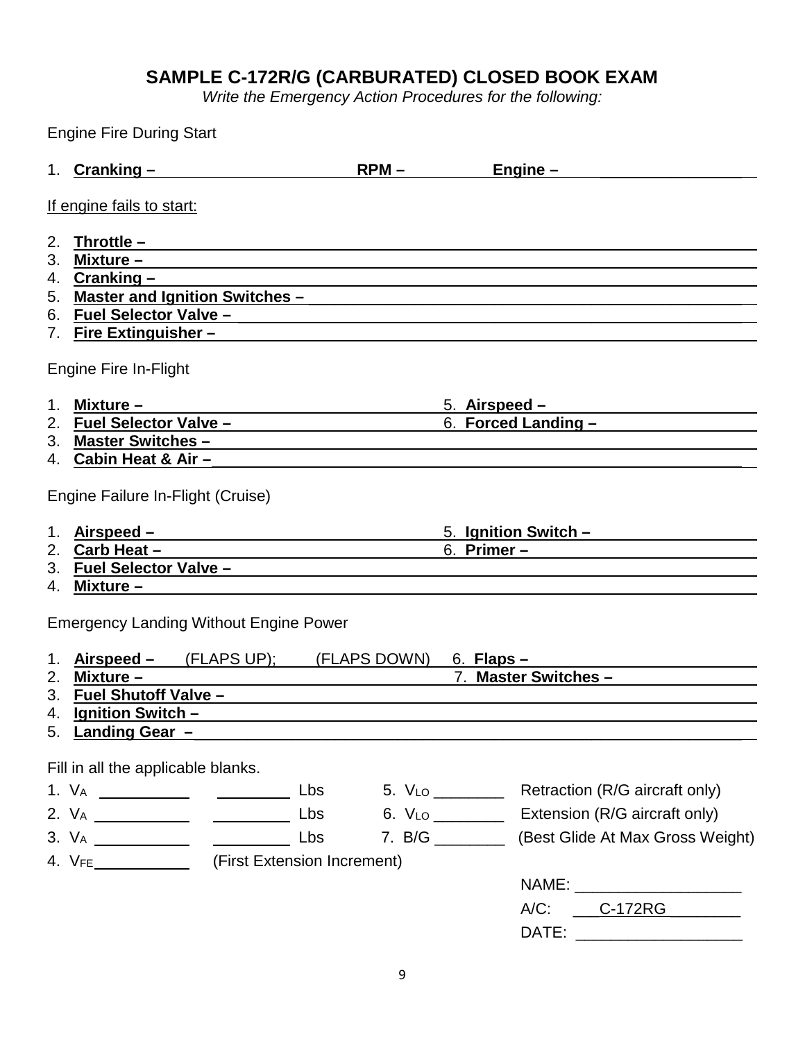# SAMPLE C-172R/G (CARBURATED) CLOSED BOOK EXAM

*Write the Emergency Action Procedures for the following:*

Engine Fire During Start

1. **Cranking –** ____________________ **RPM –** ____________ **Engine –** ________________

If engine fails to start:

2. **Throttle –** ________________________________________________
3. **Mixture –** ________________________________________________
4. **Cranking –** ________________________________________________
5. **Master and Ignition Switches –** ________________________________________________
6. **Fuel Selector Valve –** ________________________________________________
7. **Fire Extinguisher –** ________________________________________________

Engine Fire In-Flight

1. **Mixture –** ____________________
2. **Fuel Selector Valve –** ____________________
3. **Master Switches –** ________________________________________________
4. **Cabin Heat & Air –** ________________________________________________
5. **Airspeed –** ____________________
6. **Forced Landing –** ____________________

Engine Failure In-Flight (Cruise)

1. **Airspeed –** ____________________
2. **Carb Heat –** ____________________
3. **Fuel Selector Valve –** ________________________________________________
4. **Mixture –** ________________________________________________
5. **Ignition Switch –** ____________________
6. **Primer –** ____________________

Emergency Landing Without Engine Power

1. **Airspeed –** ____ (FLAPS UP); ____ (FLAPS DOWN)
2. **Mixture –** ____________________
3. **Fuel Shutoff Valve –** ________________________________________________
4. **Ignition Switch –** ________________________________________________
5. **Landing Gear –** ________________________________________________
6. **Flaps –** ____________________
7. **Master Switches –** ____________________

Fill in all the applicable blanks.

1. $V_A$ ____________ ____________ Lbs
2. $V_A$ ____________ ____________ Lbs
3. $V_A$ ____________ ____________ Lbs
4. $V_{FE}$ ____________ (First Extension Increment)
5. $V_{LO}$ ________ Retraction (R/G aircraft only)
6. $V_{LO}$ ________ Extension (R/G aircraft only)
7. B/G ________ (Best Glide At Max Gross Weight)

NAME: __________________

A/C: ___C-172RG________

DATE: __________________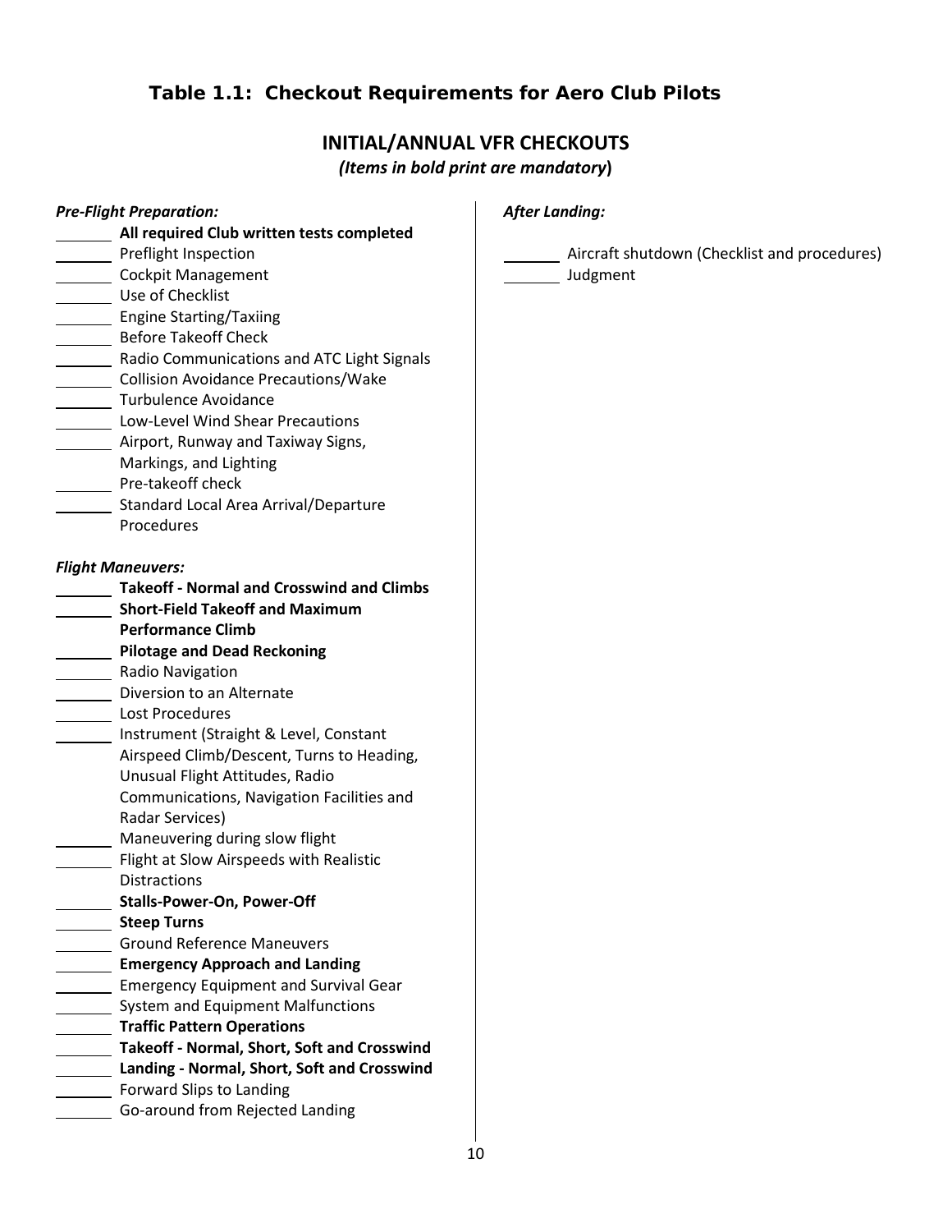### Table 1.1: Checkout Requirements for Aero Club Pilots

## INITIAL/ANNUAL VFR CHECKOUTS

*(Items in bold print are mandatory)*

***Pre-Flight Preparation:***

- _______ **All required Club written tests completed**
- _______ Preflight Inspection
- _______ Cockpit Management
- _______ Use of Checklist
- _______ Engine Starting/Taxiing
- _______ Before Takeoff Check
- _______ Radio Communications and ATC Light Signals
- _______ Collision Avoidance Precautions/Wake
- _______ Turbulence Avoidance
- _______ Low-Level Wind Shear Precautions
- _______ Airport, Runway and Taxiway Signs, Markings, and Lighting
- _______ Pre-takeoff check
- _______ Standard Local Area Arrival/Departure Procedures

***Flight Maneuvers:***

- _______ **Takeoff - Normal and Crosswind and Climbs**
- _______ **Short-Field Takeoff and Maximum Performance Climb**
- _______ **Pilotage and Dead Reckoning**
- _______ Radio Navigation
- _______ Diversion to an Alternate
- _______ Lost Procedures
- _______ Instrument (Straight & Level, Constant Airspeed Climb/Descent, Turns to Heading, Unusual Flight Attitudes, Radio Communications, Navigation Facilities and Radar Services)
- _______ Maneuvering during slow flight
- _______ Flight at Slow Airspeeds with Realistic Distractions
- _______ **Stalls-Power-On, Power-Off**
- _______ **Steep Turns**
- _______ Ground Reference Maneuvers
- _______ **Emergency Approach and Landing**
- _______ Emergency Equipment and Survival Gear
- _______ System and Equipment Malfunctions
- _______ **Traffic Pattern Operations**
- _______ **Takeoff - Normal, Short, Soft and Crosswind**
- _______ **Landing - Normal, Short, Soft and Crosswind**
- _______ Forward Slips to Landing
- _______ Go-around from Rejected Landing

***After Landing:***

- _______ Aircraft shutdown (Checklist and procedures)
- _______ Judgment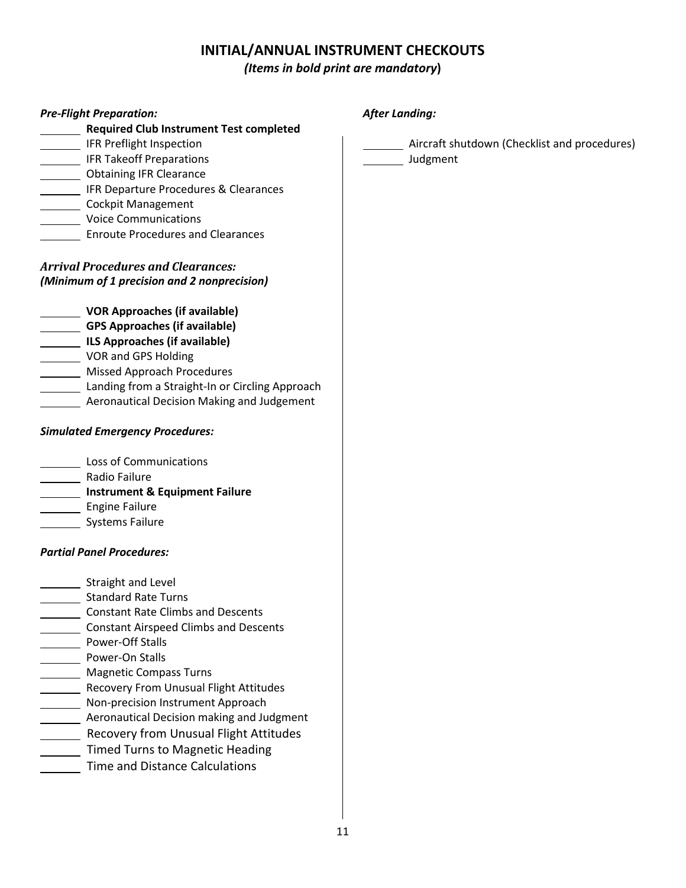# INITIAL/ANNUAL INSTRUMENT CHECKOUTS

***(Items in bold print are mandatory)***

***Pre-Flight Preparation:***

- _______ **Required Club Instrument Test completed**
- _______ IFR Preflight Inspection
- _______ IFR Takeoff Preparations
- _______ Obtaining IFR Clearance
- _______ IFR Departure Procedures & Clearances
- _______ Cockpit Management
- _______ Voice Communications
- _______ Enroute Procedures and Clearances

***Arrival Procedures and Clearances:***
***(Minimum of 1 precision and 2 nonprecision)***

- _______ **VOR Approaches (if available)**
- _______ **GPS Approaches (if available)**
- _______ **ILS Approaches (if available)**
- _______ VOR and GPS Holding
- _______ Missed Approach Procedures
- _______ Landing from a Straight-In or Circling Approach
- _______ Aeronautical Decision Making and Judgement

***Simulated Emergency Procedures:***

- _______ Loss of Communications
- _______ Radio Failure
- _______ **Instrument & Equipment Failure**
- _______ Engine Failure
- _______ Systems Failure

***Partial Panel Procedures:***

- _______ Straight and Level
- _______ Standard Rate Turns
- _______ Constant Rate Climbs and Descents
- _______ Constant Airspeed Climbs and Descents
- _______ Power-Off Stalls
- _______ Power-On Stalls
- _______ Magnetic Compass Turns
- _______ Recovery From Unusual Flight Attitudes
- _______ Non-precision Instrument Approach
- _______ Aeronautical Decision making and Judgment
- _______ Recovery from Unusual Flight Attitudes
- _______ Timed Turns to Magnetic Heading
- _______ Time and Distance Calculations

***After Landing:***

- _______ Aircraft shutdown (Checklist and procedures)
- _______ Judgment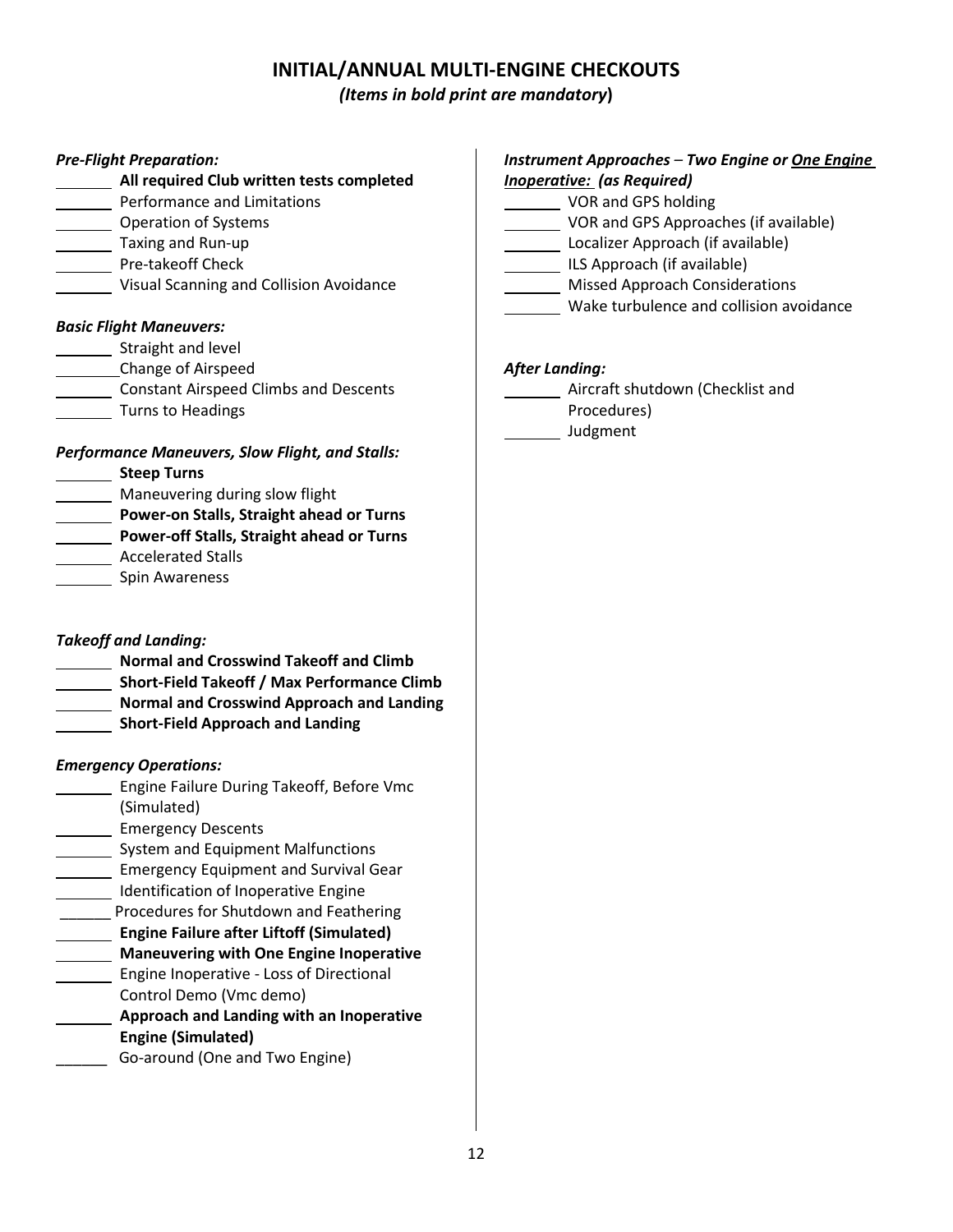# INITIAL/ANNUAL MULTI-ENGINE CHECKOUTS

*(Items in bold print are mandatory)*

***Pre-Flight Preparation:***

_______ **All required Club written tests completed**
_______ Performance and Limitations
_______ Operation of Systems
_______ Taxing and Run-up
_______ Pre-takeoff Check
_______ Visual Scanning and Collision Avoidance

***Basic Flight Maneuvers:***

_______ Straight and level
_______ Change of Airspeed
_______ Constant Airspeed Climbs and Descents
_______ Turns to Headings

***Performance Maneuvers, Slow Flight, and Stalls:***

_______ **Steep Turns**
_______ Maneuvering during slow flight
_______ **Power-on Stalls, Straight ahead or Turns**
_______ **Power-off Stalls, Straight ahead or Turns**
_______ Accelerated Stalls
_______ Spin Awareness

***Takeoff and Landing:***

_______ **Normal and Crosswind Takeoff and Climb**
_______ **Short-Field Takeoff / Max Performance Climb**
_______ **Normal and Crosswind Approach and Landing**
_______ **Short-Field Approach and Landing**

***Emergency Operations:***

_______ Engine Failure During Takeoff, Before Vmc (Simulated)
_______ Emergency Descents
_______ System and Equipment Malfunctions
_______ Emergency Equipment and Survival Gear
_______ Identification of Inoperative Engine
______ Procedures for Shutdown and Feathering
_______ **Engine Failure after Liftoff (Simulated)**
_______ **Maneuvering with One Engine Inoperative**
_______ Engine Inoperative - Loss of Directional Control Demo (Vmc demo)
_______ **Approach and Landing with an Inoperative Engine (Simulated)**
______ Go-around (One and Two Engine)

***Instrument Approaches – Two Engine or <u>One Engine Inoperative:</u> (as Required)***

_______ VOR and GPS holding
_______ VOR and GPS Approaches (if available)
_______ Localizer Approach (if available)
_______ ILS Approach (if available)
_______ Missed Approach Considerations
_______ Wake turbulence and collision avoidance

***After Landing:***

_______ Aircraft shutdown (Checklist and Procedures)
_______ Judgment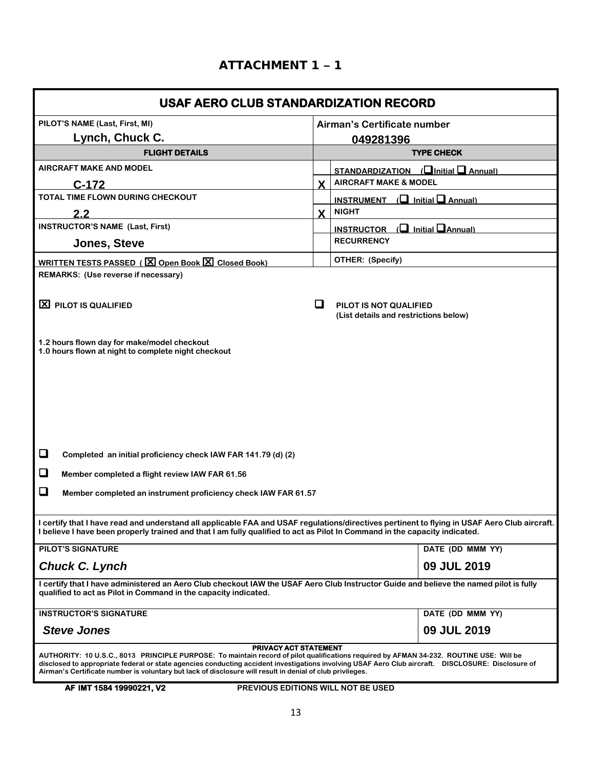# ATTACHMENT 1 – 1

## USAF AERO CLUB STANDARDIZATION RECORD

| PILOT'S NAME (Last, First, MI) | | Airman's Certificate number |
|---|---|---|
| Lynch, Chuck C. | | 049281396 |
| **FLIGHT DETAILS** | | **TYPE CHECK** |
| AIRCRAFT MAKE AND MODEL | | STANDARDIZATION (☐ Initial ☐ Annual) |
| C-172 | X | AIRCRAFT MAKE & MODEL |
| TOTAL TIME FLOWN DURING CHECKOUT | | INSTRUMENT (☐ Initial ☐ Annual) |
| 2.2 | X | NIGHT |
| INSTRUCTOR'S NAME (Last, First) | | INSTRUCTOR (☐ Initial ☐ Annual) |
| Jones, Steve | | RECURRENCY |
| WRITTEN TESTS PASSED ( ☒ Open Book ☒ Closed Book) | | OTHER: (Specify) |

REMARKS: (Use reverse if necessary)

☒ PILOT IS QUALIFIED

☐ PILOT IS NOT QUALIFIED (List details and restrictions below)

1.2 hours flown day for make/model checkout
1.0 hours flown at night to complete night checkout

☐ Completed an initial proficiency check IAW FAR 141.79 (d) (2)

☐ Member completed a flight review IAW FAR 61.56

☐ Member completed an instrument proficiency check IAW FAR 61.57

I certify that I have read and understand all applicable FAA and USAF regulations/directives pertinent to flying in USAF Aero Club aircraft. I believe I have been properly trained and that I am fully qualified to act as Pilot In Command in the capacity indicated.

| PILOT'S SIGNATURE | DATE (DD MMM YY) |
|---|---|
| *Chuck C. Lynch* | 09 JUL 2019 |

I certify that I have administered an Aero Club checkout IAW the USAF Aero Club Instructor Guide and believe the named pilot is fully qualified to act as Pilot in Command in the capacity indicated.

| INSTRUCTOR'S SIGNATURE | DATE (DD MMM YY) |
|---|---|
| *Steve Jones* | 09 JUL 2019 |

**PRIVACY ACT STATEMENT**

AUTHORITY: 10 U.S.C., 8013 PRINCIPLE PURPOSE: To maintain record of pilot qualifications required by AFMAN 34-232. ROUTINE USE: Will be disclosed to appropriate federal or state agencies conducting accident investigations involving USAF Aero Club aircraft. DISCLOSURE: Disclosure of Airman's Certificate number is voluntary but lack of disclosure will result in denial of club privileges.

AF IMT 1584 19990221, V2 PREVIOUS EDITIONS WILL NOT BE USED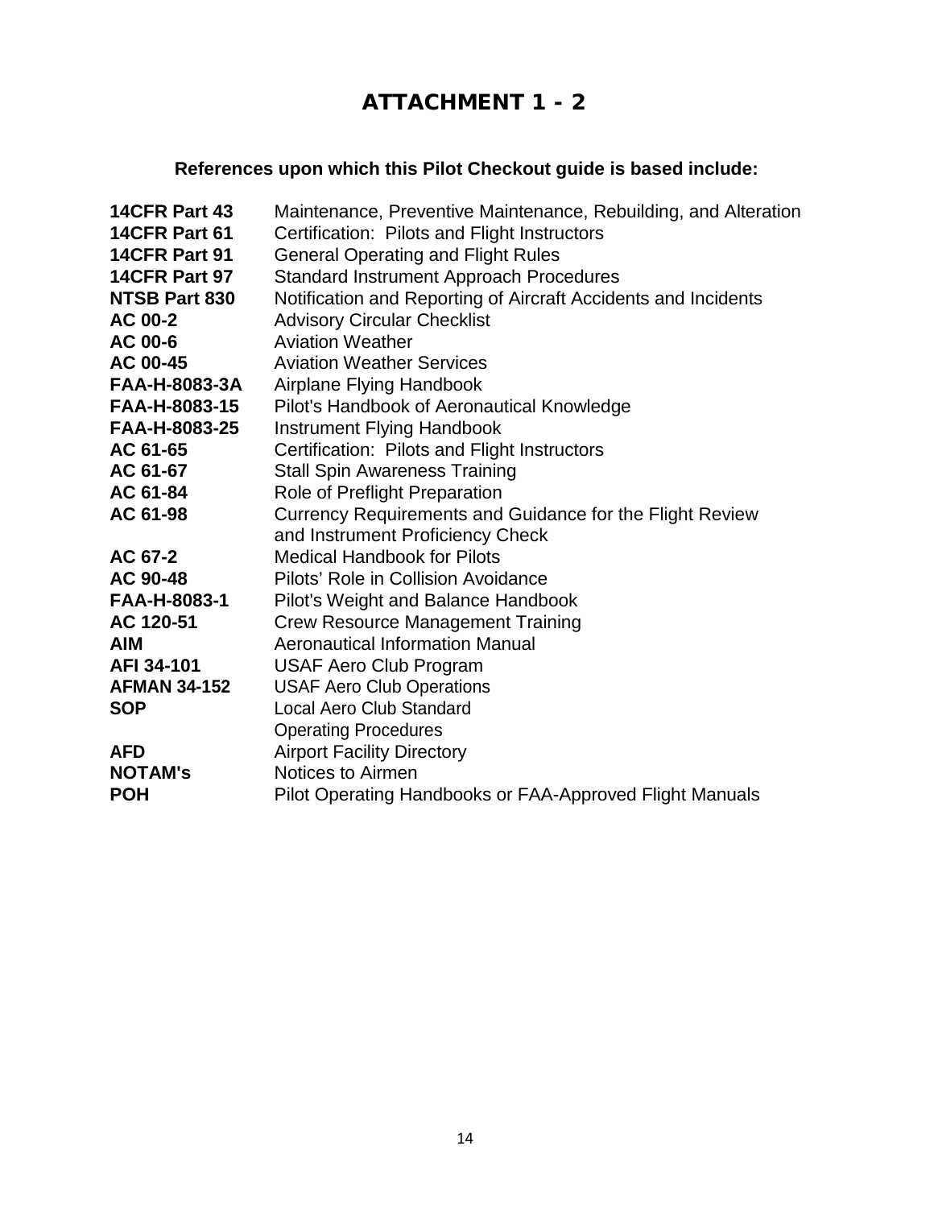# ATTACHMENT 1 - 2

**References upon which this Pilot Checkout guide is based include:**

| | |
|---|---|
| **14CFR Part 43** | Maintenance, Preventive Maintenance, Rebuilding, and Alteration |
| **14CFR Part 61** | Certification: Pilots and Flight Instructors |
| **14CFR Part 91** | General Operating and Flight Rules |
| **14CFR Part 97** | Standard Instrument Approach Procedures |
| **NTSB Part 830** | Notification and Reporting of Aircraft Accidents and Incidents |
| **AC 00-2** | Advisory Circular Checklist |
| **AC 00-6** | Aviation Weather |
| **AC 00-45** | Aviation Weather Services |
| **FAA-H-8083-3A** | Airplane Flying Handbook |
| **FAA-H-8083-15** | Pilot's Handbook of Aeronautical Knowledge |
| **FAA-H-8083-25** | Instrument Flying Handbook |
| **AC 61-65** | Certification: Pilots and Flight Instructors |
| **AC 61-67** | Stall Spin Awareness Training |
| **AC 61-84** | Role of Preflight Preparation |
| **AC 61-98** | Currency Requirements and Guidance for the Flight Review and Instrument Proficiency Check |
| **AC 67-2** | Medical Handbook for Pilots |
| **AC 90-48** | Pilots' Role in Collision Avoidance |
| **FAA-H-8083-1** | Pilot's Weight and Balance Handbook |
| **AC 120-51** | Crew Resource Management Training |
| **AIM** | Aeronautical Information Manual |
| **AFI 34-101** | USAF Aero Club Program |
| **AFMAN 34-152** | USAF Aero Club Operations |
| **SOP** | Local Aero Club Standard Operating Procedures |
| **AFD** | Airport Facility Directory |
| **NOTAM's** | Notices to Airmen |
| **POH** | Pilot Operating Handbooks or FAA-Approved Flight Manuals |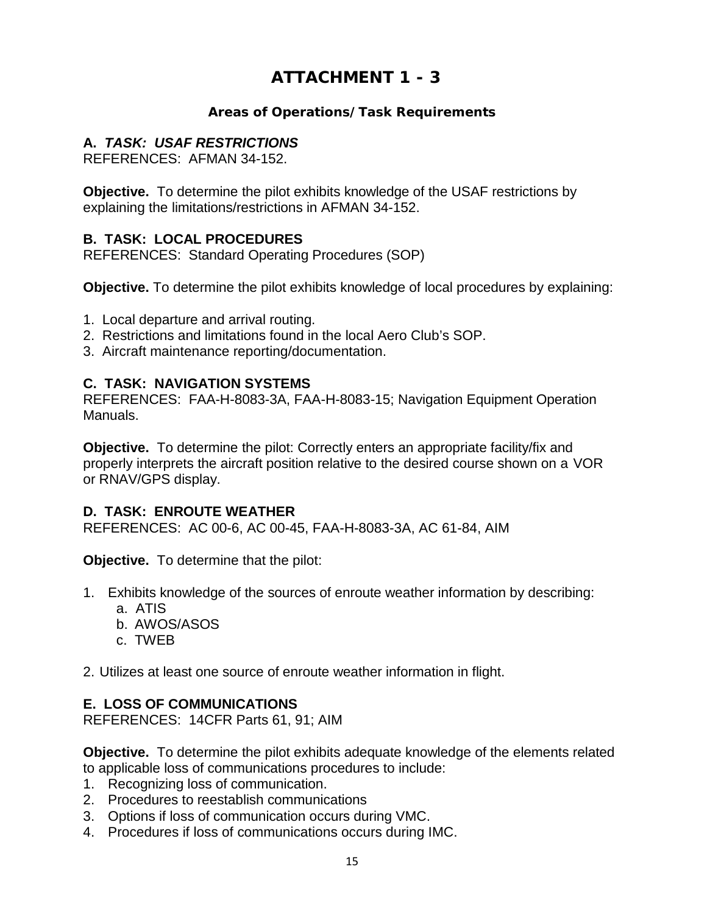# ATTACHMENT 1 - 3

### Areas of Operations/Task Requirements

**A. *TASK: USAF RESTRICTIONS***
REFERENCES: AFMAN 34-152.

**Objective.** To determine the pilot exhibits knowledge of the USAF restrictions by explaining the limitations/restrictions in AFMAN 34-152.

**B. TASK: LOCAL PROCEDURES**
REFERENCES: Standard Operating Procedures (SOP)

**Objective.** To determine the pilot exhibits knowledge of local procedures by explaining:

1. Local departure and arrival routing.
2. Restrictions and limitations found in the local Aero Club's SOP.
3. Aircraft maintenance reporting/documentation.

**C. TASK: NAVIGATION SYSTEMS**
REFERENCES: FAA-H-8083-3A, FAA-H-8083-15; Navigation Equipment Operation Manuals.

**Objective.** To determine the pilot: Correctly enters an appropriate facility/fix and properly interprets the aircraft position relative to the desired course shown on a VOR or RNAV/GPS display.

**D. TASK: ENROUTE WEATHER**
REFERENCES: AC 00-6, AC 00-45, FAA-H-8083-3A, AC 61-84, AIM

**Objective.** To determine that the pilot:

1. Exhibits knowledge of the sources of enroute weather information by describing:
   a. ATIS
   b. AWOS/ASOS
   c. TWEB

2. Utilizes at least one source of enroute weather information in flight.

**E. LOSS OF COMMUNICATIONS**
REFERENCES: 14CFR Parts 61, 91; AIM

**Objective.** To determine the pilot exhibits adequate knowledge of the elements related to applicable loss of communications procedures to include:

1. Recognizing loss of communication.
2. Procedures to reestablish communications
3. Options if loss of communication occurs during VMC.
4. Procedures if loss of communications occurs during IMC.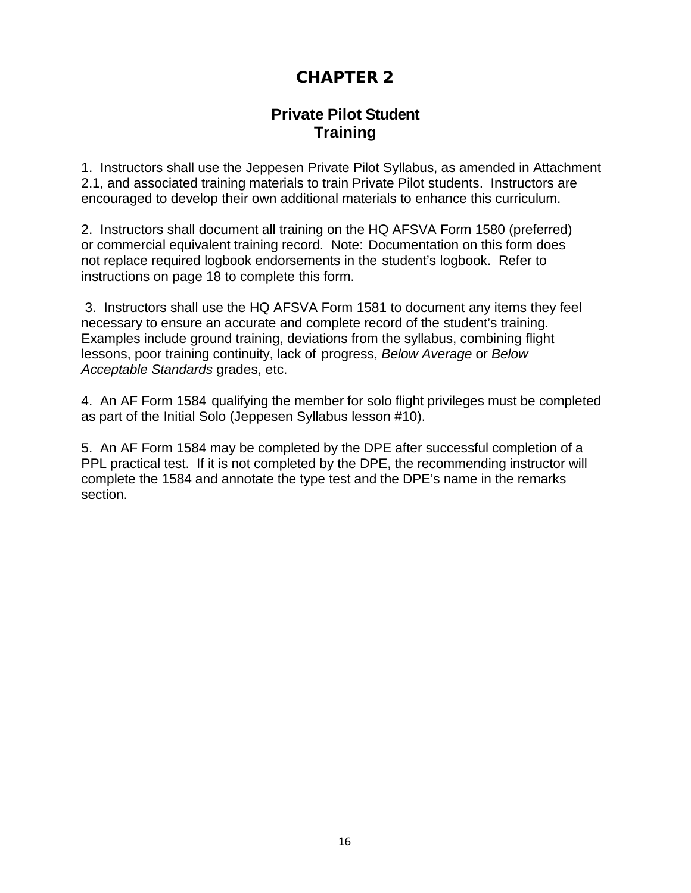# CHAPTER 2

## Private Pilot Student Training

1. Instructors shall use the Jeppesen Private Pilot Syllabus, as amended in Attachment 2.1, and associated training materials to train Private Pilot students. Instructors are encouraged to develop their own additional materials to enhance this curriculum.

2. Instructors shall document all training on the HQ AFSVA Form 1580 (preferred) or commercial equivalent training record. Note: Documentation on this form does not replace required logbook endorsements in the student's logbook. Refer to instructions on page 18 to complete this form.

3. Instructors shall use the HQ AFSVA Form 1581 to document any items they feel necessary to ensure an accurate and complete record of the student's training. Examples include ground training, deviations from the syllabus, combining flight lessons, poor training continuity, lack of progress, *Below Average* or *Below Acceptable Standards* grades, etc.

4. An AF Form 1584 qualifying the member for solo flight privileges must be completed as part of the Initial Solo (Jeppesen Syllabus lesson #10).

5. An AF Form 1584 may be completed by the DPE after successful completion of a PPL practical test. If it is not completed by the DPE, the recommending instructor will complete the 1584 and annotate the type test and the DPE's name in the remarks section.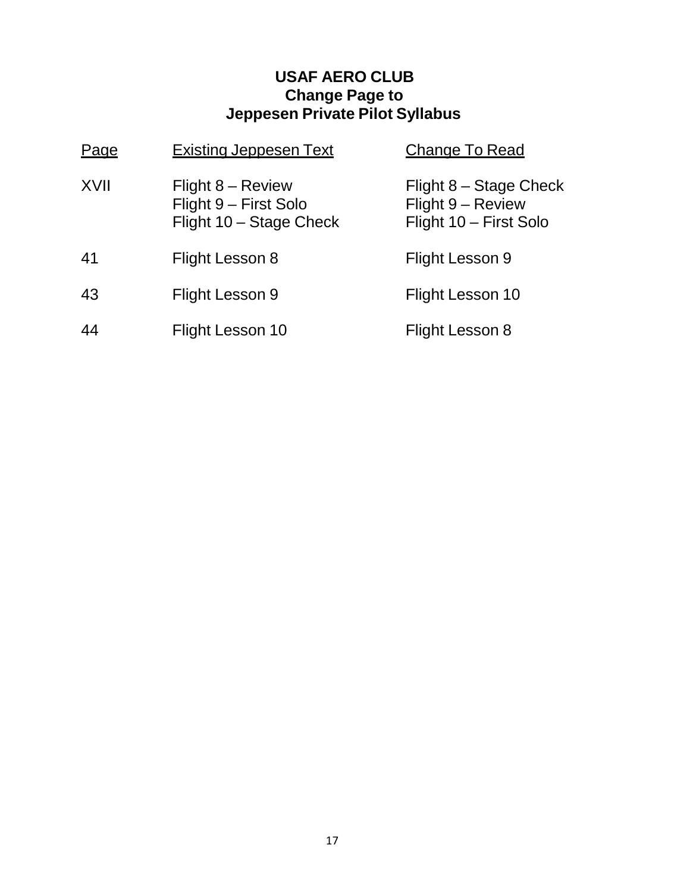# USAF AERO CLUB
## Change Page to
## Jeppesen Private Pilot Syllabus

| Page | Existing Jeppesen Text | Change To Read |
|---|---|---|
| XVII | Flight 8 – Review<br>Flight 9 – First Solo<br>Flight 10 – Stage Check | Flight 8 – Stage Check<br>Flight 9 – Review<br>Flight 10 – First Solo |
| 41 | Flight Lesson 8 | Flight Lesson 9 |
| 43 | Flight Lesson 9 | Flight Lesson 10 |
| 44 | Flight Lesson 10 | Flight Lesson 8 |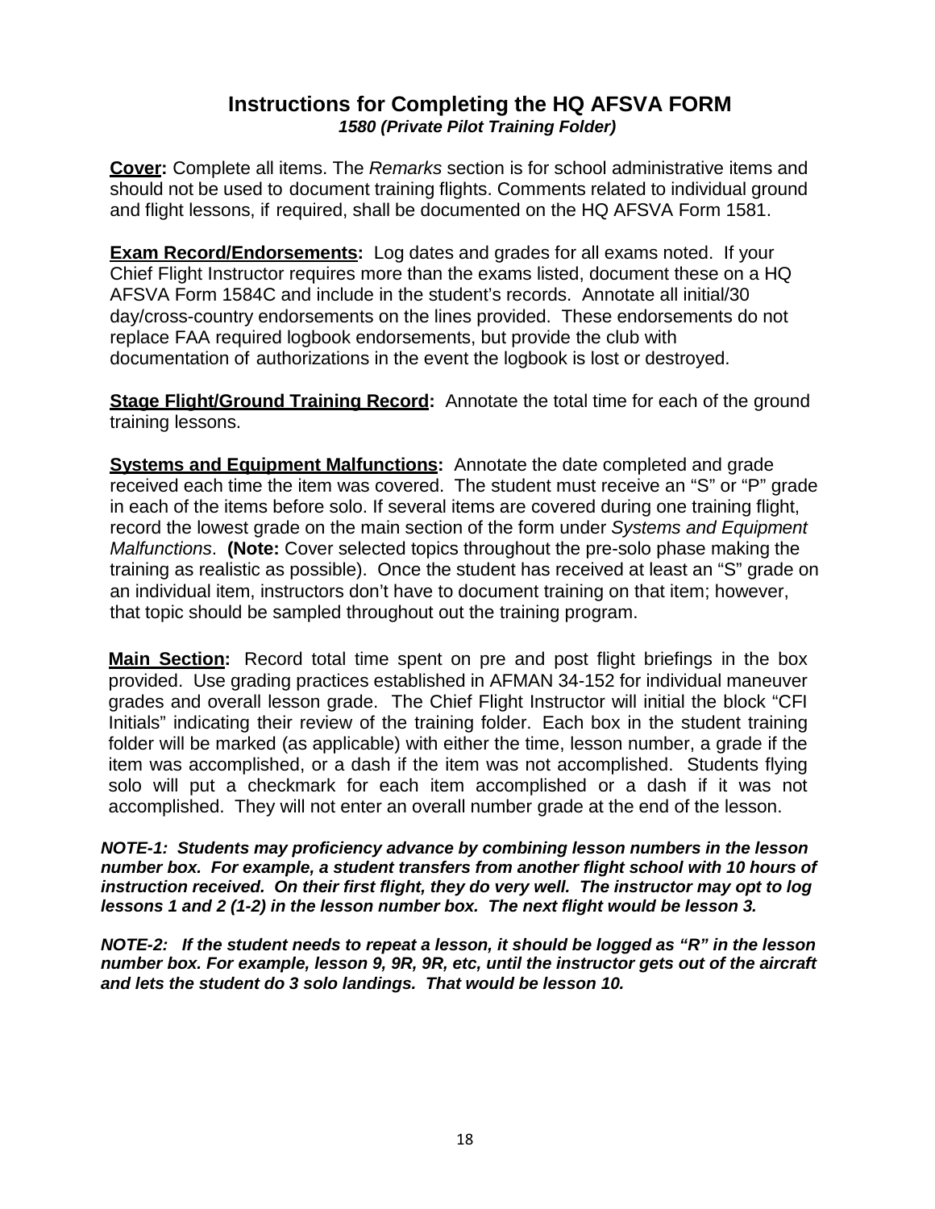## Instructions for Completing the HQ AFSVA FORM *1580 (Private Pilot Training Folder)*

**Cover:** Complete all items. The *Remarks* section is for school administrative items and should not be used to document training flights. Comments related to individual ground and flight lessons, if required, shall be documented on the HQ AFSVA Form 1581.

**Exam Record/Endorsements:** Log dates and grades for all exams noted. If your Chief Flight Instructor requires more than the exams listed, document these on a HQ AFSVA Form 1584C and include in the student's records. Annotate all initial/30 day/cross-country endorsements on the lines provided. These endorsements do not replace FAA required logbook endorsements, but provide the club with documentation of authorizations in the event the logbook is lost or destroyed.

**Stage Flight/Ground Training Record:** Annotate the total time for each of the ground training lessons.

**Systems and Equipment Malfunctions:** Annotate the date completed and grade received each time the item was covered. The student must receive an "S" or "P" grade in each of the items before solo. If several items are covered during one training flight, record the lowest grade on the main section of the form under *Systems and Equipment Malfunctions*. **(Note:** Cover selected topics throughout the pre-solo phase making the training as realistic as possible). Once the student has received at least an "S" grade on an individual item, instructors don't have to document training on that item; however, that topic should be sampled throughout out the training program.

**Main Section:** Record total time spent on pre and post flight briefings in the box provided. Use grading practices established in AFMAN 34-152 for individual maneuver grades and overall lesson grade. The Chief Flight Instructor will initial the block "CFI Initials" indicating their review of the training folder. Each box in the student training folder will be marked (as applicable) with either the time, lesson number, a grade if the item was accomplished, or a dash if the item was not accomplished. Students flying solo will put a checkmark for each item accomplished or a dash if it was not accomplished. They will not enter an overall number grade at the end of the lesson.

***NOTE-1: Students may proficiency advance by combining lesson numbers in the lesson number box. For example, a student transfers from another flight school with 10 hours of instruction received. On their first flight, they do very well. The instructor may opt to log lessons 1 and 2 (1-2) in the lesson number box. The next flight would be lesson 3.***

***NOTE-2: If the student needs to repeat a lesson, it should be logged as "R" in the lesson number box. For example, lesson 9, 9R, 9R, etc, until the instructor gets out of the aircraft and lets the student do 3 solo landings. That would be lesson 10.***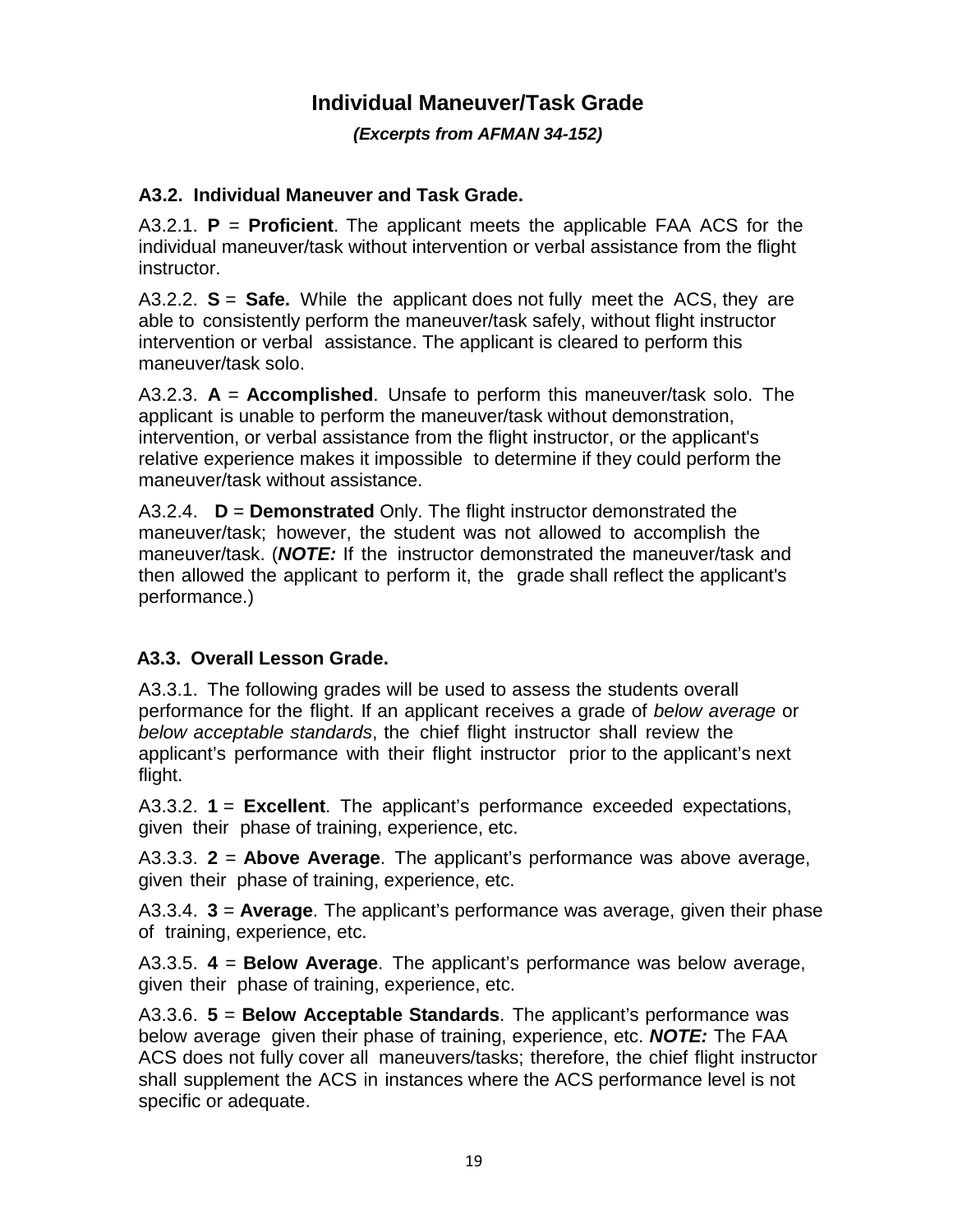# Individual Maneuver/Task Grade

***(Excerpts from AFMAN 34-152)***

### A3.2. Individual Maneuver and Task Grade.

A3.2.1. **P** = **Proficient**. The applicant meets the applicable FAA ACS for the individual maneuver/task without intervention or verbal assistance from the flight instructor.

A3.2.2. **S** = **Safe.** While the applicant does not fully meet the ACS, they are able to consistently perform the maneuver/task safely, without flight instructor intervention or verbal assistance. The applicant is cleared to perform this maneuver/task solo.

A3.2.3. **A** = **Accomplished**. Unsafe to perform this maneuver/task solo. The applicant is unable to perform the maneuver/task without demonstration, intervention, or verbal assistance from the flight instructor, or the applicant's relative experience makes it impossible to determine if they could perform the maneuver/task without assistance.

A3.2.4. **D** = **Demonstrated** Only. The flight instructor demonstrated the maneuver/task; however, the student was not allowed to accomplish the maneuver/task. (***NOTE:*** If the instructor demonstrated the maneuver/task and then allowed the applicant to perform it, the grade shall reflect the applicant's performance.)

### A3.3. Overall Lesson Grade.

A3.3.1. The following grades will be used to assess the students overall performance for the flight. If an applicant receives a grade of *below average* or *below acceptable standards*, the chief flight instructor shall review the applicant's performance with their flight instructor prior to the applicant's next flight.

A3.3.2. **1** = **Excellent**. The applicant's performance exceeded expectations, given their phase of training, experience, etc.

A3.3.3. **2** = **Above Average**. The applicant's performance was above average, given their phase of training, experience, etc.

A3.3.4. **3** = **Average**. The applicant's performance was average, given their phase of training, experience, etc.

A3.3.5. **4** = **Below Average**. The applicant's performance was below average, given their phase of training, experience, etc.

A3.3.6. **5** = **Below Acceptable Standards**. The applicant's performance was below average given their phase of training, experience, etc. ***NOTE:*** The FAA ACS does not fully cover all maneuvers/tasks; therefore, the chief flight instructor shall supplement the ACS in instances where the ACS performance level is not specific or adequate.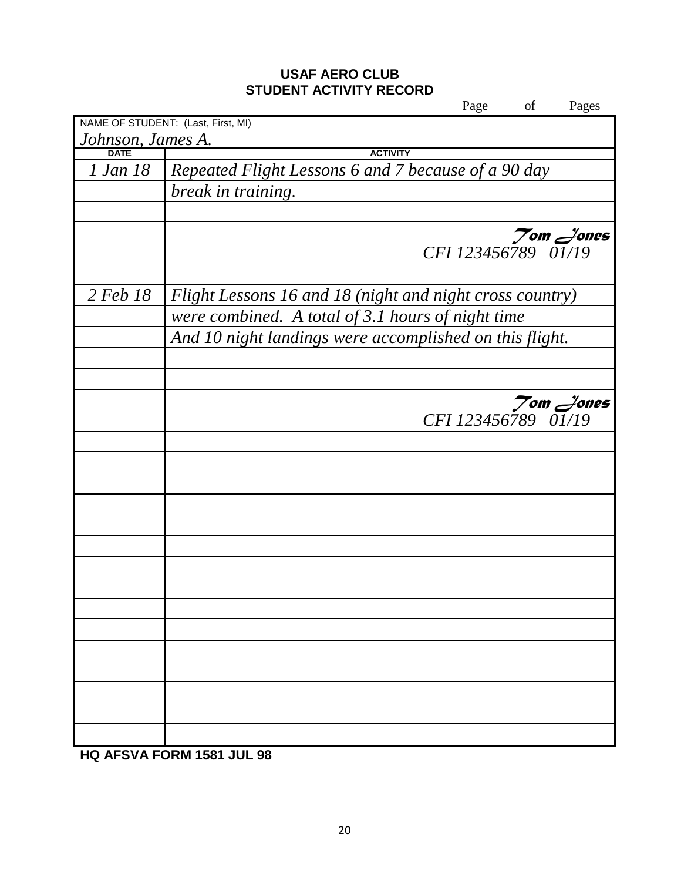**USAF AERO CLUB**
**STUDENT ACTIVITY RECORD**

Page of Pages

NAME OF STUDENT: (Last, First, MI)

*Johnson, James A.*

| DATE | ACTIVITY |
|---|---|
| *1 Jan 18* | *Repeated Flight Lessons 6 and 7 because of a 90 day* |
| | *break in training.* |
| | |
| | *Tom Jones* *CFI 123456789 01/19* |
| | |
| *2 Feb 18* | *Flight Lessons 16 and 18 (night and night cross country)* |
| | *were combined. A total of 3.1 hours of night time* |
| | *And 10 night landings were accomplished on this flight.* |
| | |
| | |
| | *Tom Jones* *CFI 123456789 01/19* |
| | |
| | |
| | |
| | |
| | |
| | |
| | |
| | |
| | |
| | |
| | |
| | |
| | |

**HQ AFSVA FORM 1581 JUL 98**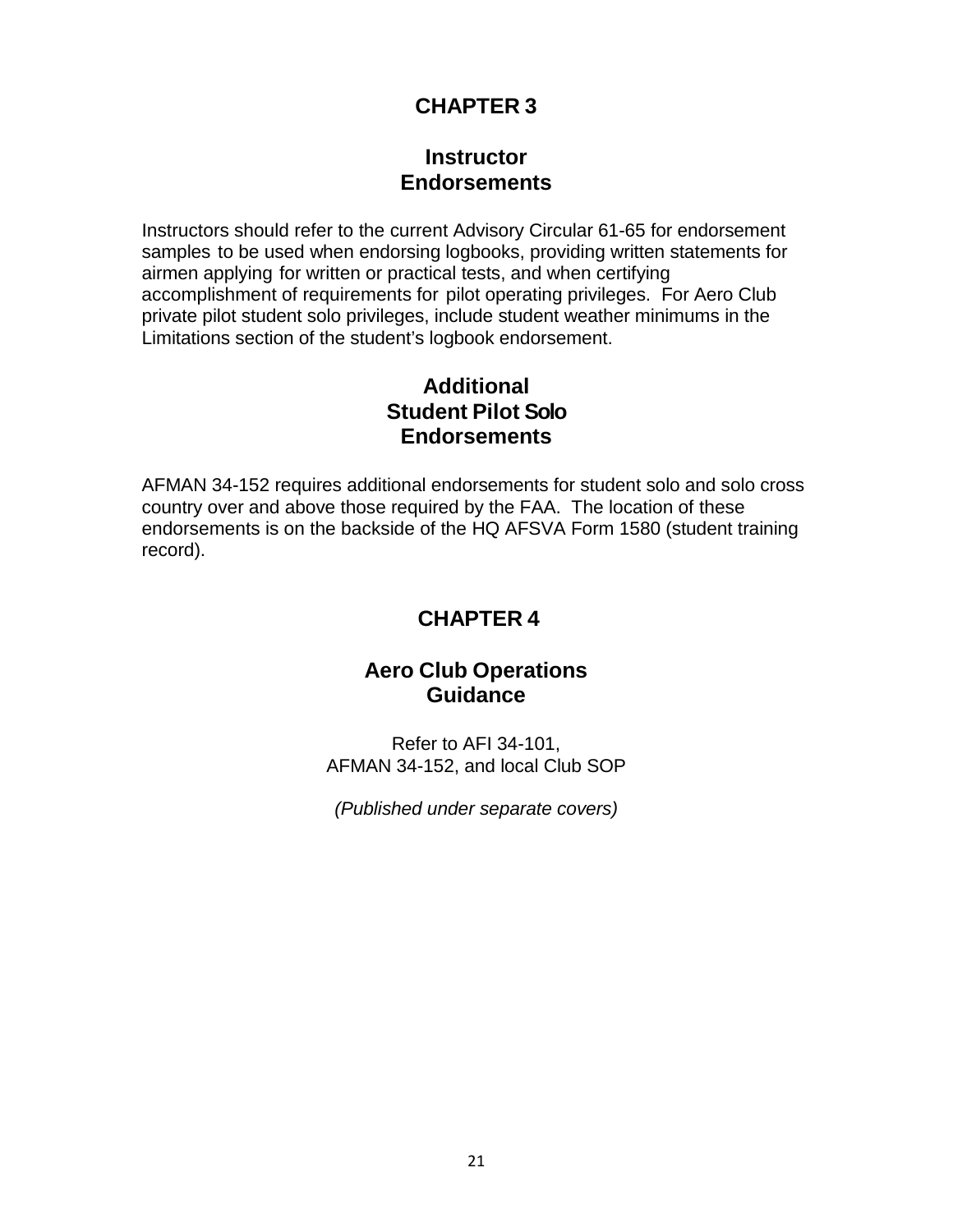# CHAPTER 3

## Instructor Endorsements

Instructors should refer to the current Advisory Circular 61-65 for endorsement samples to be used when endorsing logbooks, providing written statements for airmen applying for written or practical tests, and when certifying accomplishment of requirements for pilot operating privileges. For Aero Club private pilot student solo privileges, include student weather minimums in the Limitations section of the student's logbook endorsement.

## Additional Student Pilot Solo Endorsements

AFMAN 34-152 requires additional endorsements for student solo and solo cross country over and above those required by the FAA. The location of these endorsements is on the backside of the HQ AFSVA Form 1580 (student training record).

# CHAPTER 4

## Aero Club Operations Guidance

Refer to AFI 34-101,
AFMAN 34-152, and local Club SOP

*(Published under separate covers)*